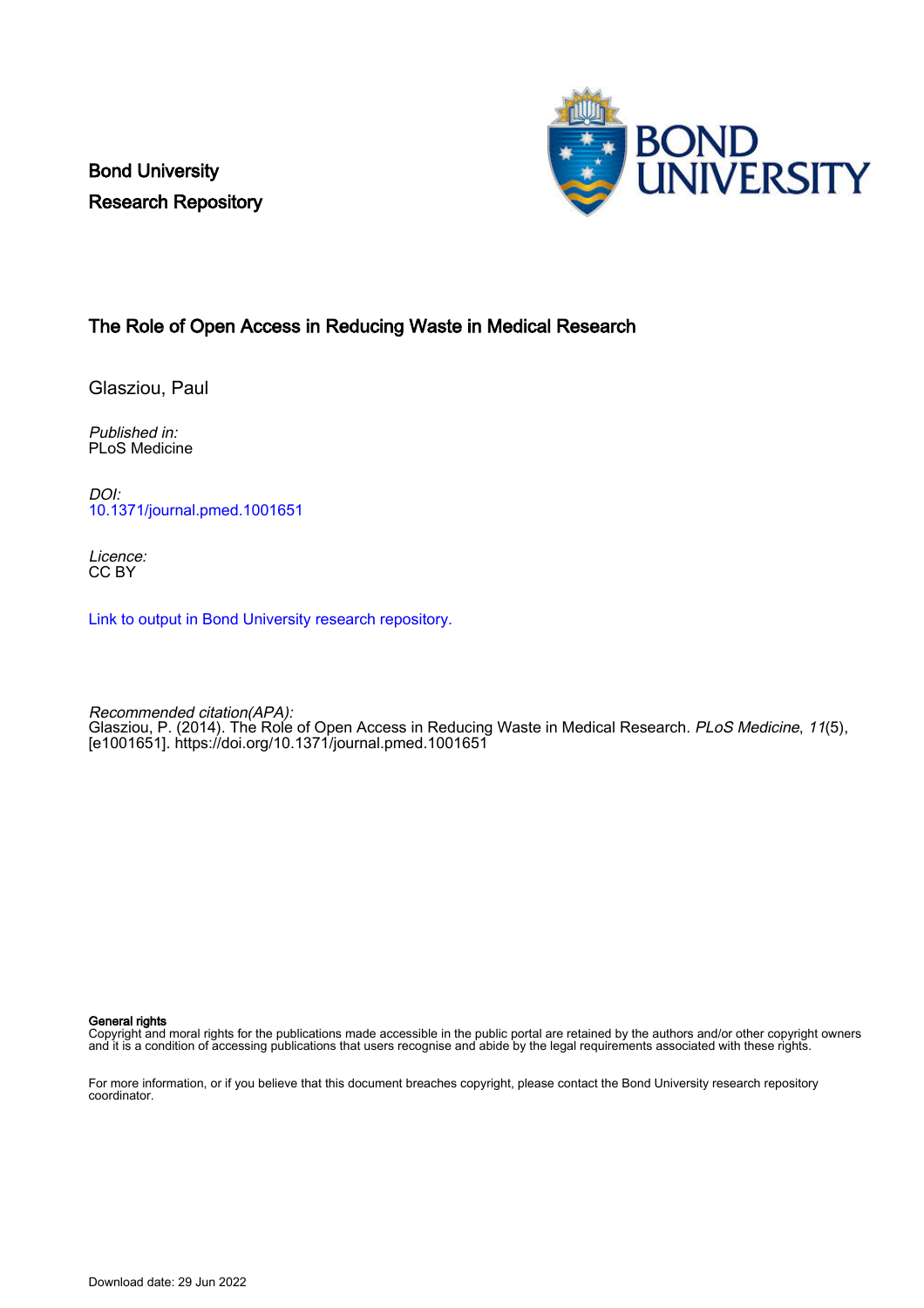Bond University
Research Repository

# The Role of Open Access in Reducing Waste in Medical Research

Glasziou, Paul

*Published in:*
PLoS Medicine

*DOI:*
10.1371/journal.pmed.1001651

*Licence:*
CC BY

Link to output in Bond University research repository.

*Recommended citation(APA):*
Glasziou, P. (2014). The Role of Open Access in Reducing Waste in Medical Research. *PLoS Medicine*, *11*(5), [e1001651]. https://doi.org/10.1371/journal.pmed.1001651

**General rights**
Copyright and moral rights for the publications made accessible in the public portal are retained by the authors and/or other copyright owners and it is a condition of accessing publications that users recognise and abide by the legal requirements associated with these rights.

For more information, or if you believe that this document breaches copyright, please contact the Bond University research repository coordinator.

Download date: 29 Jun 2022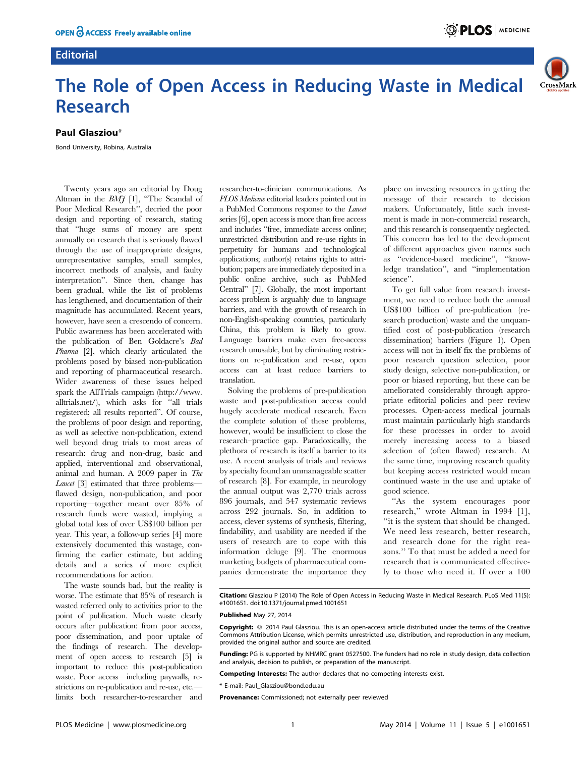OPEN ACCESS Freely available online

## Editorial

# The Role of Open Access in Reducing Waste in Medical Research

**Paul Glasziou***

Bond University, Robina, Australia

Twenty years ago an editorial by Doug Altman in the *BMJ* [1], "The Scandal of Poor Medical Research", decried the poor design and reporting of research, stating that "huge sums of money are spent annually on research that is seriously flawed through the use of inappropriate designs, unrepresentative samples, small samples, incorrect methods of analysis, and faulty interpretation". Since then, change has been gradual, while the list of problems has lengthened, and documentation of their magnitude has accumulated. Recent years, however, have seen a crescendo of concern. Public awareness has been accelerated with the publication of Ben Goldacre's *Bad Pharma* [2], which clearly articulated the problems posed by biased non-publication and reporting of pharmaceutical research. Wider awareness of these issues helped spark the AllTrials campaign (http://www.alltrials.net/), which asks for "all trials registered; all results reported". Of course, the problems of poor design and reporting, as well as selective non-publication, extend well beyond drug trials to most areas of research: drug and non-drug, basic and applied, interventional and observational, animal and human. A 2009 paper in *The Lancet* [3] estimated that three problems—flawed design, non-publication, and poor reporting—together meant over 85% of research funds were wasted, implying a global total loss of over US$100 billion per year. This year, a follow-up series [4] more extensively documented this wastage, confirming the earlier estimate, but adding details and a series of more explicit recommendations for action.

The waste sounds bad, but the reality is worse. The estimate that 85% of research is wasted referred only to activities prior to the point of publication. Much waste clearly occurs after publication: from poor access, poor dissemination, and poor uptake of the findings of research. The development of open access to research [5] is important to reduce this post-publication waste. Poor access—including paywalls, restrictions on re-publication and re-use, etc.—limits both researcher-to-researcher and researcher-to-clinician communications. As *PLOS Medicine* editorial leaders pointed out in a PubMed Commons response to the *Lancet* series [6], open access is more than free access and includes "free, immediate access online; unrestricted distribution and re-use rights in perpetuity for humans and technological applications; author(s) retains rights to attribution; papers are immediately deposited in a public online archive, such as PubMed Central" [7]. Globally, the most important access problem is arguably due to language barriers, and with the growth of research in non-English-speaking countries, particularly China, this problem is likely to grow. Language barriers make even free-access research unusable, but by eliminating restrictions on re-publication and re-use, open access can at least reduce barriers to translation.

Solving the problems of pre-publication waste and post-publication access could hugely accelerate medical research. Even the complete solution of these problems, however, would be insufficient to close the research–practice gap. Paradoxically, the plethora of research is itself a barrier to its use. A recent analysis of trials and reviews by specialty found an unmanageable scatter of research [8]. For example, in neurology the annual output was 2,770 trials across 896 journals, and 547 systematic reviews across 292 journals. So, in addition to access, clever systems of synthesis, filtering, findability, and usability are needed if the users of research are to cope with this information deluge [9]. The enormous marketing budgets of pharmaceutical companies demonstrate the importance they place on investing resources in getting the message of their research to decision makers. Unfortunately, little such investment is made in non-commercial research, and this research is consequently neglected. This concern has led to the development of different approaches given names such as "evidence-based medicine", "knowledge translation", and "implementation science".

To get full value from research investment, we need to reduce both the annual US$100 billion of pre-publication (research production) waste and the unquantified cost of post-publication (research dissemination) barriers (Figure 1). Open access will not in itself fix the problems of poor research question selection, poor study design, selective non-publication, or poor or biased reporting, but these can be ameliorated considerably through appropriate editorial policies and peer review processes. Open-access medical journals must maintain particularly high standards for these processes in order to avoid merely increasing access to a biased selection of (often flawed) research. At the same time, improving research quality but keeping access restricted would mean continued waste in the use and uptake of good science.

"As the system encourages poor research," wrote Altman in 1994 [1], "it is the system that should be changed. We need less research, better research, and research done for the right reasons." To that must be added a need for research that is communicated effectively to those who need it. If over a 100

**Citation:** Glasziou P (2014) The Role of Open Access in Reducing Waste in Medical Research. PLoS Med 11(5): e1001651. doi:10.1371/journal.pmed.1001651

**Published** May 27, 2014

**Copyright:** © 2014 Paul Glasziou. This is an open-access article distributed under the terms of the Creative Commons Attribution License, which permits unrestricted use, distribution, and reproduction in any medium, provided the original author and source are credited.

**Funding:** PG is supported by NHMRC grant 0527500. The funders had no role in study design, data collection and analysis, decision to publish, or preparation of the manuscript.

**Competing Interests:** The author declares that no competing interests exist.

* E-mail: Paul_Glasziou@bond.edu.au

**Provenance:** Commissioned; not externally peer reviewed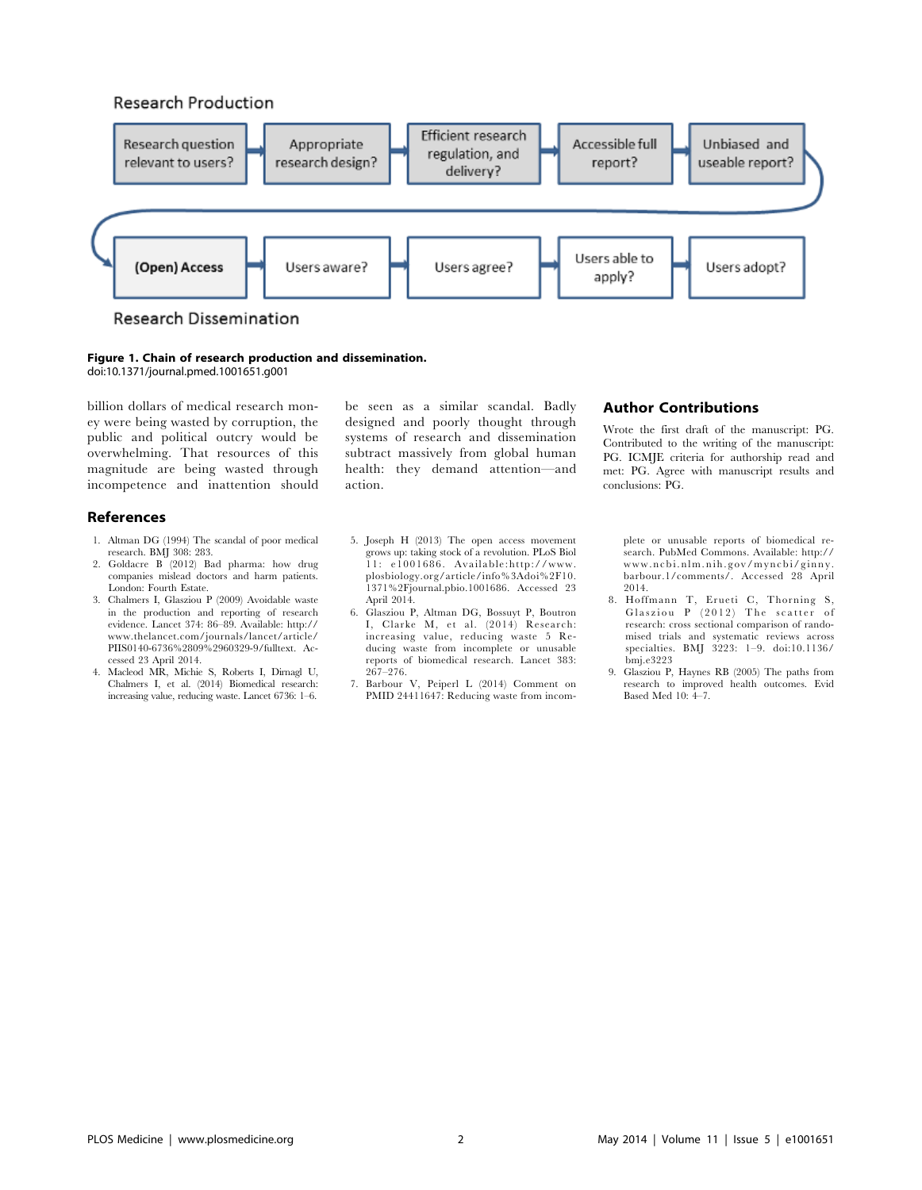Research Production

Research question relevant to users?

Appropriate research design?

Efficient research regulation, and delivery?

Accessible full report?

Unbiased and useable report?

(Open) Access

Users aware?

Users agree?

Users able to apply?

Users adopt?

Research Dissemination

**Figure 1. Chain of research production and dissemination.**
doi:10.1371/journal.pmed.1001651.g001

billion dollars of medical research money were being wasted by corruption, the public and political outcry would be overwhelming. That resources of this magnitude are being wasted through incompetence and inattention should be seen as a similar scandal. Badly designed and poorly thought through systems of research and dissemination subtract massively from global human health: they demand attention—and action.

## Author Contributions

Wrote the first draft of the manuscript: PG. Contributed to the writing of the manuscript: PG. ICMJE criteria for authorship read and met: PG. Agree with manuscript results and conclusions: PG.

## References

1. Altman DG (1994) The scandal of poor medical research. BMJ 308: 283.
2. Goldacre B (2012) Bad pharma: how drug companies mislead doctors and harm patients. London: Fourth Estate.
3. Chalmers I, Glasziou P (2009) Avoidable waste in the production and reporting of research evidence. Lancet 374: 86–89. Available: http://www.thelancet.com/journals/lancet/article/PIIS0140-6736%2809%2960329-9/fulltext. Accessed 23 April 2014.
4. Macleod MR, Michie S, Roberts I, Dirnagl U, Chalmers I, et al. (2014) Biomedical research: increasing value, reducing waste. Lancet 6736: 1–6.
5. Joseph H (2013) The open access movement grows up: taking stock of a revolution. PLoS Biol 11: e1001686. Available:http://www.plosbiology.org/article/info%3Adoi%2F10.1371%2Fjournal.pbio.1001686. Accessed 23 April 2014.
6. Glasziou P, Altman DG, Bossuyt P, Boutron I, Clarke M, et al. (2014) Research: increasing value, reducing waste 5 Reducing waste from incomplete or unusable reports of biomedical research. Lancet 383: 267–276.
7. Barbour V, Peiperl L (2014) Comment on PMID 24411647: Reducing waste from incomplete or unusable reports of biomedical research. PubMed Commons. Available: http://www.ncbi.nlm.nih.gov/myncbi/ginny.barbour.1/comments/. Accessed 28 April 2014.
8. Hoffmann T, Erueti C, Thorning S, Glasziou P (2012) The scatter of research: cross sectional comparison of randomised trials and systematic reviews across specialties. BMJ 3223: 1–9. doi:10.1136/bmj.e3223
9. Glasziou P, Haynes RB (2005) The paths from research to improved health outcomes. Evid Based Med 10: 4–7.